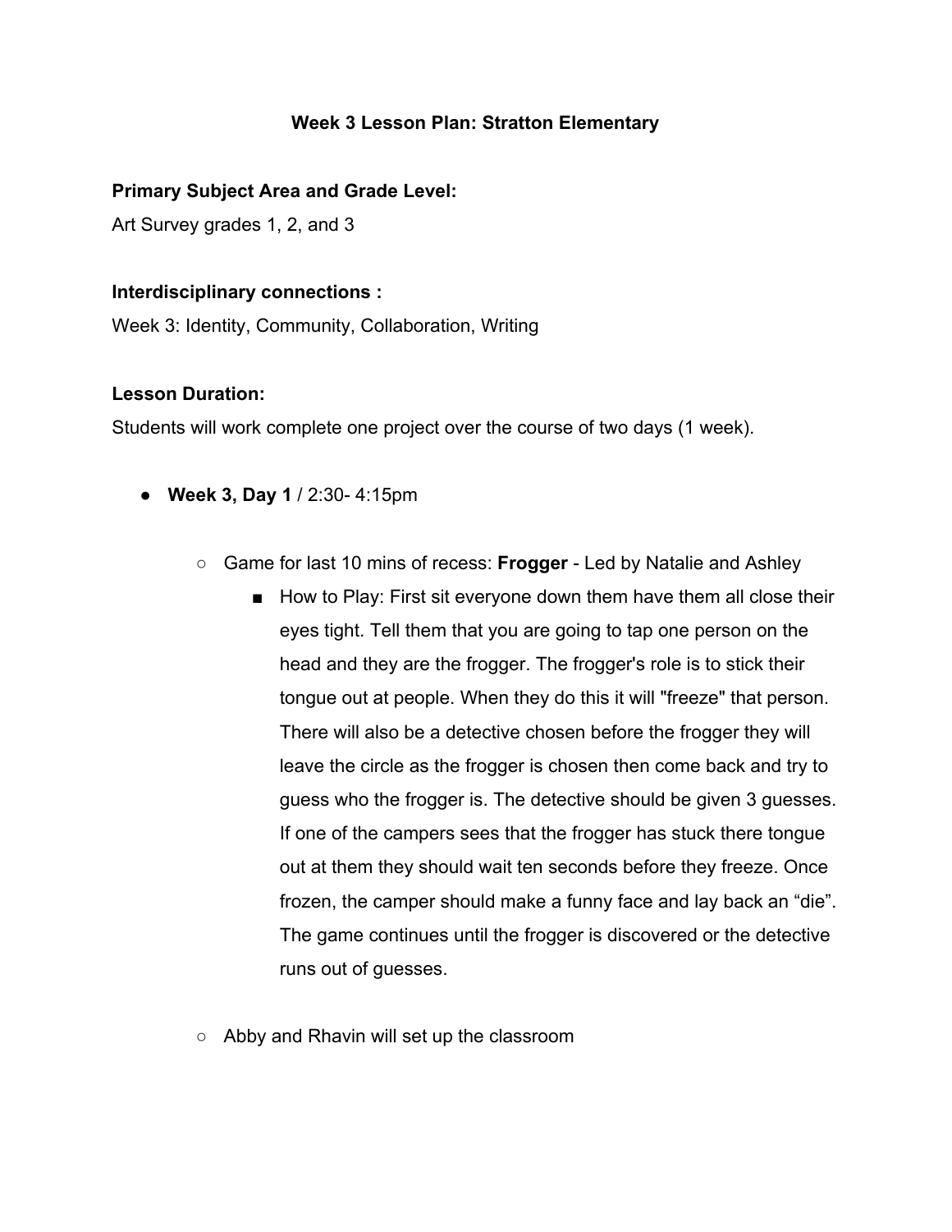# Week 3 Lesson Plan: Stratton Elementary

**Primary Subject Area and Grade Level:**

Art Survey grades 1, 2, and 3

**Interdisciplinary connections :**

Week 3: Identity, Community, Collaboration, Writing

**Lesson Duration:**

Students will work complete one project over the course of two days (1 week).

- **Week 3, Day 1** / 2:30- 4:15pm
  - Game for last 10 mins of recess: **Frogger** - Led by Natalie and Ashley
    - How to Play: First sit everyone down them have them all close their eyes tight. Tell them that you are going to tap one person on the head and they are the frogger. The frogger's role is to stick their tongue out at people. When they do this it will "freeze" that person. There will also be a detective chosen before the frogger they will leave the circle as the frogger is chosen then come back and try to guess who the frogger is. The detective should be given 3 guesses. If one of the campers sees that the frogger has stuck there tongue out at them they should wait ten seconds before they freeze. Once frozen, the camper should make a funny face and lay back an "die". The game continues until the frogger is discovered or the detective runs out of guesses.
  - Abby and Rhavin will set up the classroom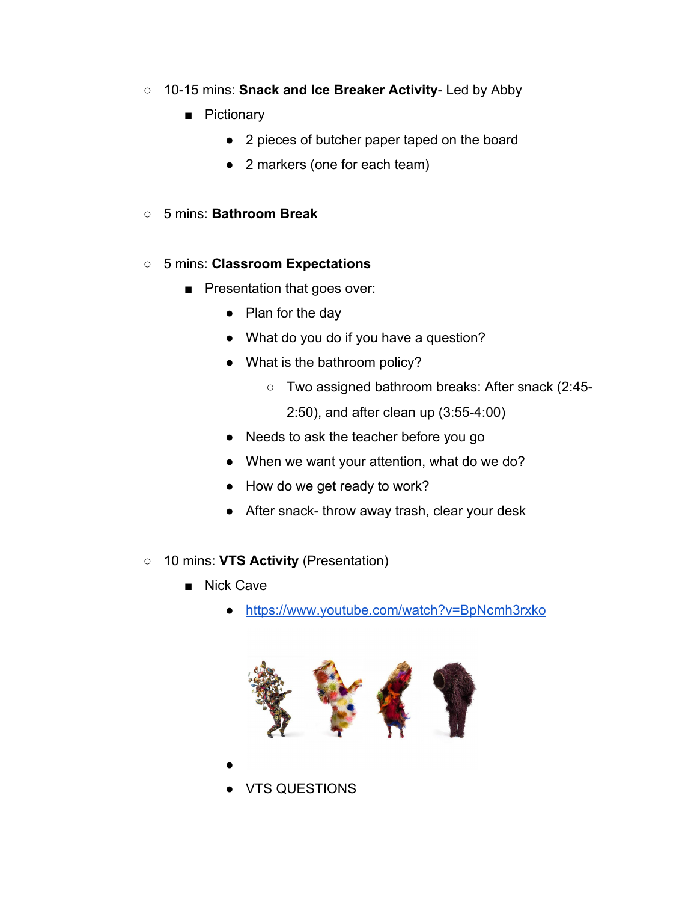- 10-15 mins: **Snack and Ice Breaker Activity**- Led by Abby
  - Pictionary
    - 2 pieces of butcher paper taped on the board
    - 2 markers (one for each team)

- 5 mins: **Bathroom Break**

- 5 mins: **Classroom Expectations**
  - Presentation that goes over:
    - Plan for the day
    - What do you do if you have a question?
    - What is the bathroom policy?
      - Two assigned bathroom breaks: After snack (2:45-2:50), and after clean up (3:55-4:00)
    - Needs to ask the teacher before you go
    - When we want your attention, what do we do?
    - How do we get ready to work?
    - After snack- throw away trash, clear your desk

- 10 mins: **VTS Activity** (Presentation)
  - Nick Cave
    - https://www.youtube.com/watch?v=BpNcmh3rxko
    - 
    - VTS QUESTIONS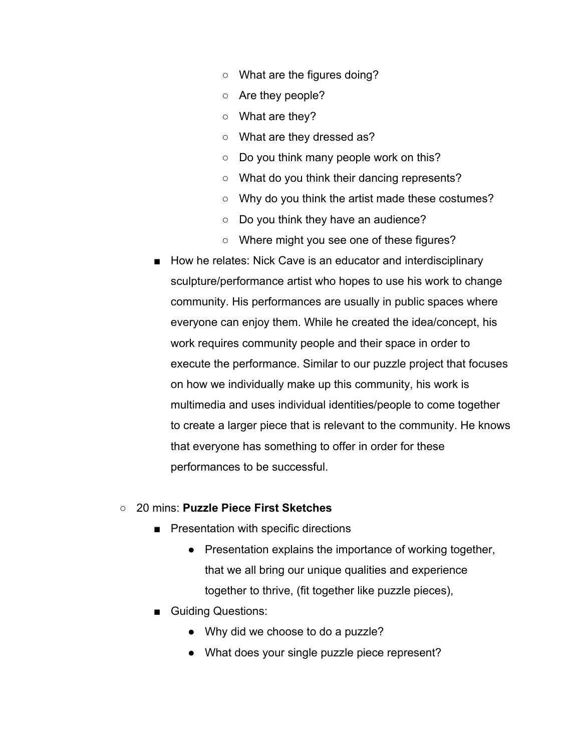- What are the figures doing?
            - Are they people?
            - What are they?
            - What are they dressed as?
            - Do you think many people work on this?
            - What do you think their dancing represents?
            - Why do you think the artist made these costumes?
            - Do you think they have an audience?
            - Where might you see one of these figures?
        - How he relates: Nick Cave is an educator and interdisciplinary sculpture/performance artist who hopes to use his work to change community. His performances are usually in public spaces where everyone can enjoy them. While he created the idea/concept, his work requires community people and their space in order to execute the performance. Similar to our puzzle project that focuses on how we individually make up this community, his work is multimedia and uses individual identities/people to come together to create a larger piece that is relevant to the community. He knows that everyone has something to offer in order for these performances to be successful.

    - 20 mins: **Puzzle Piece First Sketches**
        - Presentation with specific directions
            - Presentation explains the importance of working together, that we all bring our unique qualities and experience together to thrive, (fit together like puzzle pieces),
        - Guiding Questions:
            - Why did we choose to do a puzzle?
            - What does your single puzzle piece represent?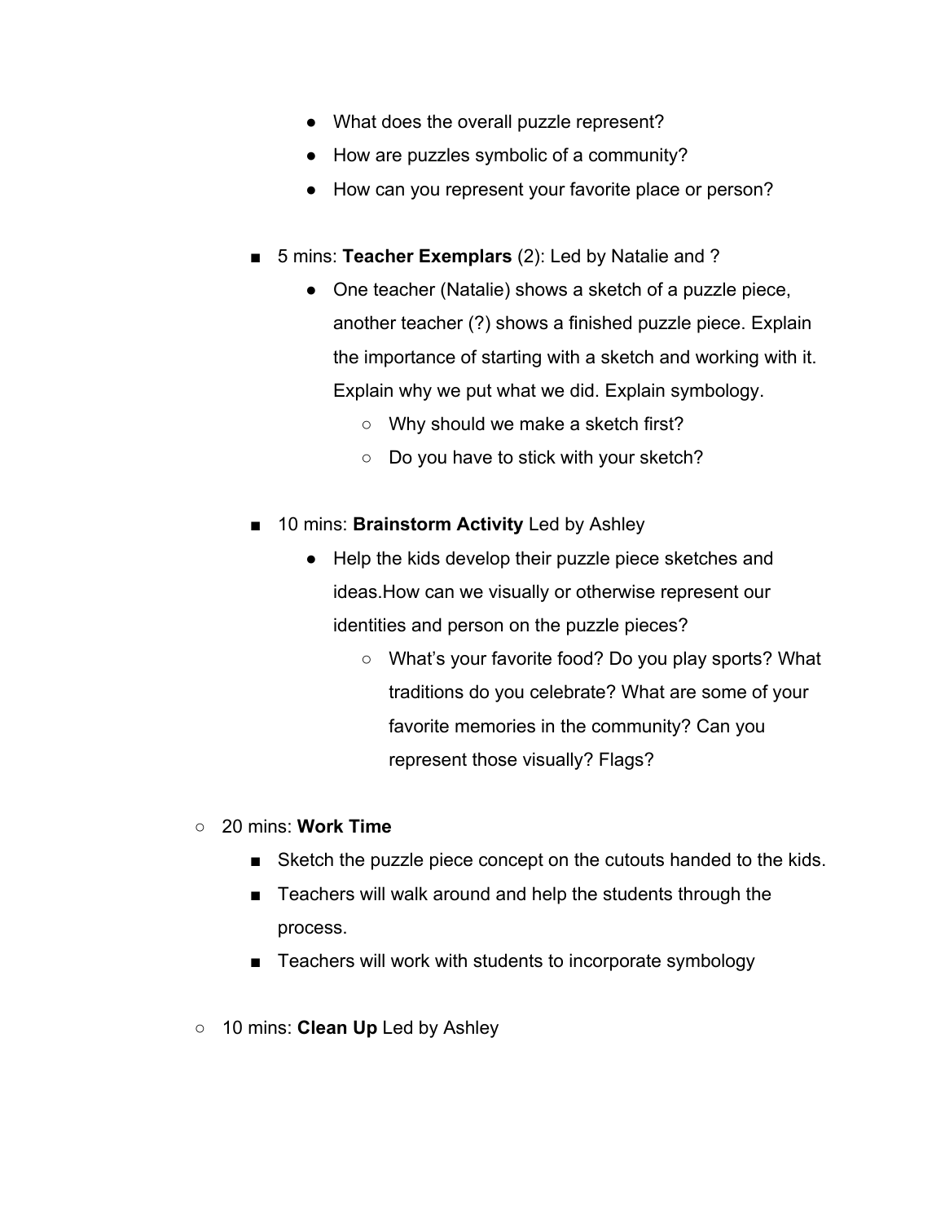- What does the overall puzzle represent?
            - How are puzzles symbolic of a community?
            - How can you represent your favorite place or person?

        - 5 mins: **Teacher Exemplars** (2): Led by Natalie and ?
            - One teacher (Natalie) shows a sketch of a puzzle piece, another teacher (?) shows a finished puzzle piece. Explain the importance of starting with a sketch and working with it. Explain why we put what we did. Explain symbology.
                - Why should we make a sketch first?
                - Do you have to stick with your sketch?

        - 10 mins: **Brainstorm Activity** Led by Ashley
            - Help the kids develop their puzzle piece sketches and ideas.How can we visually or otherwise represent our identities and person on the puzzle pieces?
                - What's your favorite food? Do you play sports? What traditions do you celebrate? What are some of your favorite memories in the community? Can you represent those visually? Flags?

    - 20 mins: **Work Time**
        - Sketch the puzzle piece concept on the cutouts handed to the kids.
        - Teachers will walk around and help the students through the process.
        - Teachers will work with students to incorporate symbology

    - 10 mins: **Clean Up** Led by Ashley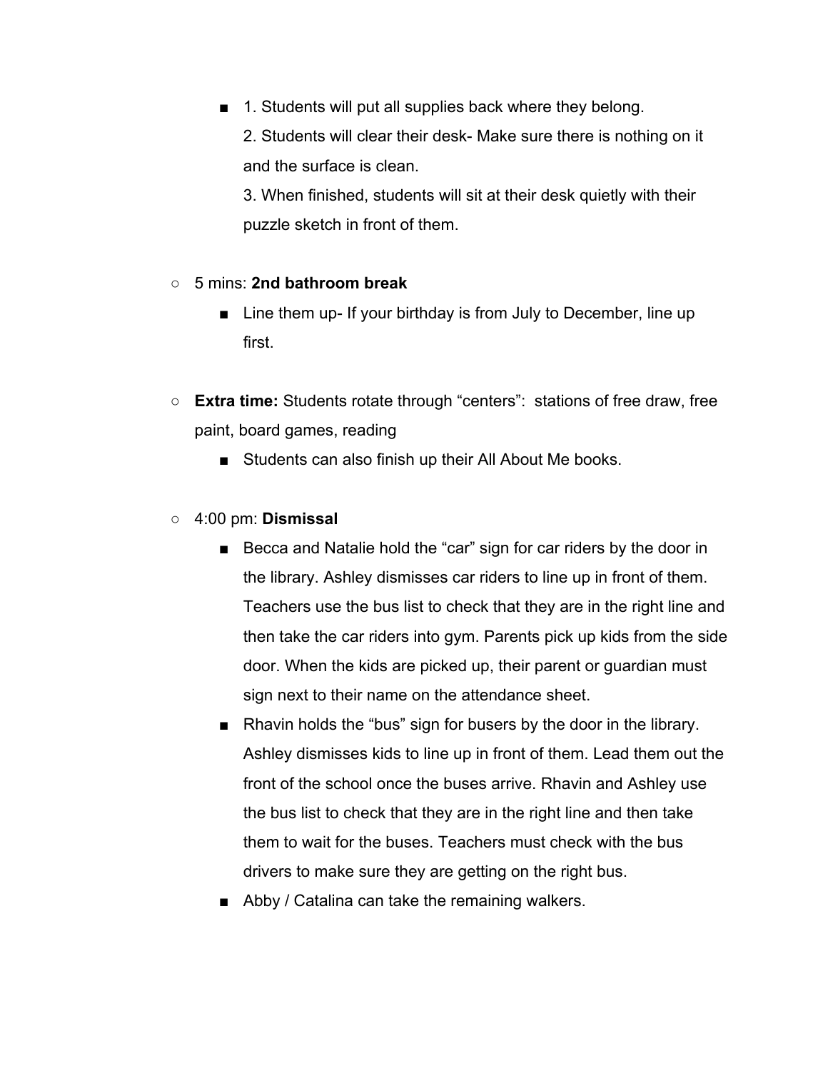- 1. Students will put all supplies back where they belong.
      2. Students will clear their desk- Make sure there is nothing on it and the surface is clean.
      3. When finished, students will sit at their desk quietly with their puzzle sketch in front of them.

- 5 mins: **2nd bathroom break**
    - Line them up- If your birthday is from July to December, line up first.

- **Extra time:** Students rotate through "centers": stations of free draw, free paint, board games, reading
    - Students can also finish up their All About Me books.

- 4:00 pm: **Dismissal**
    - Becca and Natalie hold the "car" sign for car riders by the door in the library. Ashley dismisses car riders to line up in front of them. Teachers use the bus list to check that they are in the right line and then take the car riders into gym. Parents pick up kids from the side door. When the kids are picked up, their parent or guardian must sign next to their name on the attendance sheet.
    - Rhavin holds the "bus" sign for busers by the door in the library. Ashley dismisses kids to line up in front of them. Lead them out the front of the school once the buses arrive. Rhavin and Ashley use the bus list to check that they are in the right line and then take them to wait for the buses. Teachers must check with the bus drivers to make sure they are getting on the right bus.
    - Abby / Catalina can take the remaining walkers.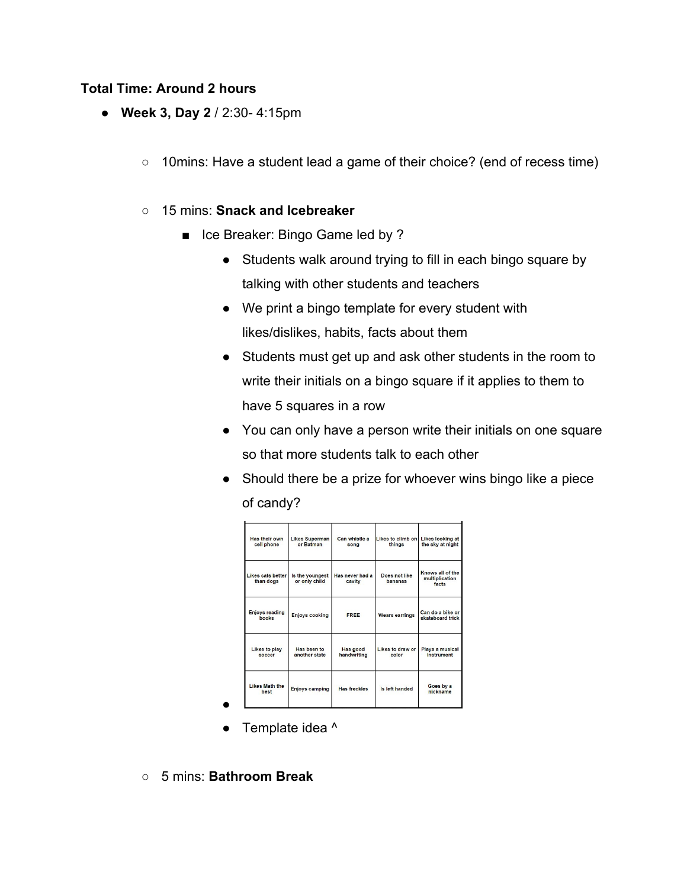**Total Time: Around 2 hours**

- **Week 3, Day 2** / 2:30- 4:15pm
  - 10mins: Have a student lead a game of their choice? (end of recess time)
  - 15 mins: **Snack and Icebreaker**
    - Ice Breaker: Bingo Game led by ?
      - Students walk around trying to fill in each bingo square by talking with other students and teachers
      - We print a bingo template for every student with likes/dislikes, habits, facts about them
      - Students must get up and ask other students in the room to write their initials on a bingo square if it applies to them to have 5 squares in a row
      - You can only have a person write their initials on one square so that more students talk to each other
      - Should there be a prize for whoever wins bingo like a piece of candy?
      - 

| Has their own cell phone | Likes Superman or Batman | Can whistle a song | Likes to climb on things | Likes looking at the sky at night |
|---|---|---|---|---|
| Likes cats better than dogs | Is the youngest or only child | Has never had a cavity | Does not like bananas | Knows all of the multiplication facts |
| Enjoys reading books | Enjoys cooking | FREE | Wears earrings | Can do a bike or skateboard trick |
| Likes to play soccer | Has been to another state | Has good handwriting | Likes to draw or color | Plays a musical instrument |
| Likes Math the best | Enjoys camping | Has freckles | Is left handed | Goes by a nickname |

      - Template idea ^
  - 5 mins: **Bathroom Break**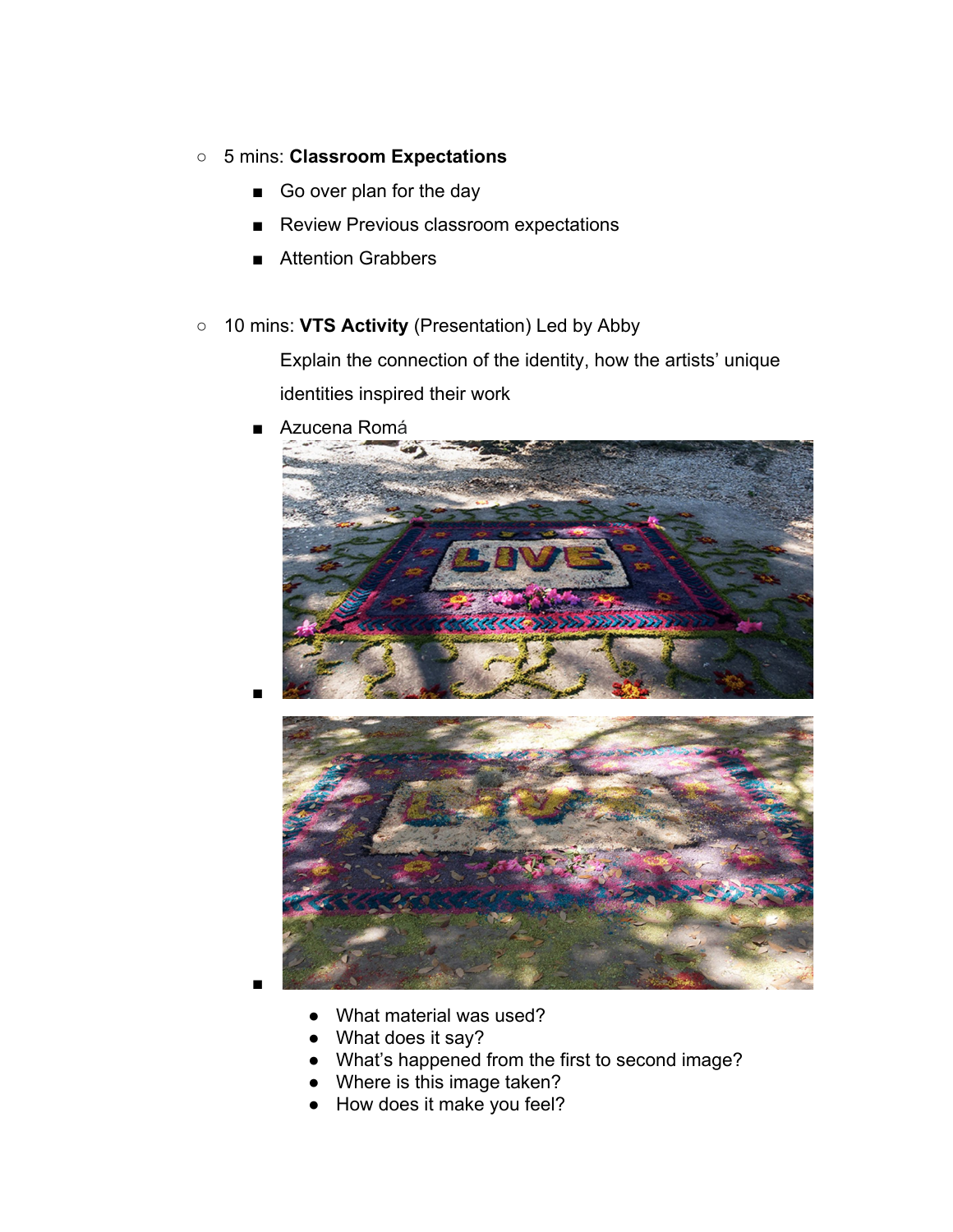- 5 mins: **Classroom Expectations**
  - Go over plan for the day
  - Review Previous classroom expectations
  - Attention Grabbers

- 10 mins: **VTS Activity** (Presentation) Led by Abby

  Explain the connection of the identity, how the artists' unique identities inspired their work

  - Azucena Romá
  -
  -
    - What material was used?
    - What does it say?
    - What's happened from the first to second image?
    - Where is this image taken?
    - How does it make you feel?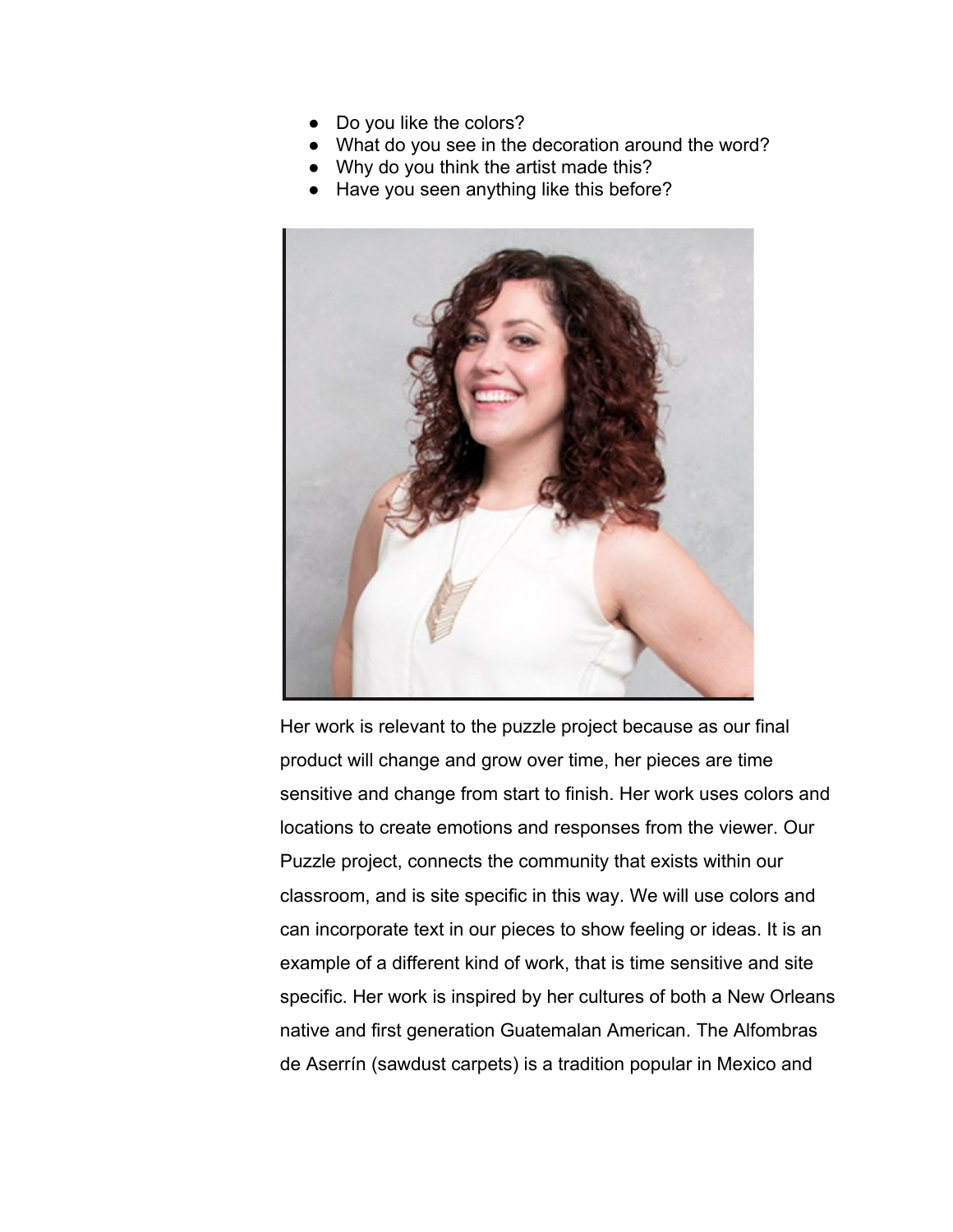- Do you like the colors?
- What do you see in the decoration around the word?
- Why do you think the artist made this?
- Have you seen anything like this before?

Her work is relevant to the puzzle project because as our final product will change and grow over time, her pieces are time sensitive and change from start to finish. Her work uses colors and locations to create emotions and responses from the viewer. Our Puzzle project, connects the community that exists within our classroom, and is site specific in this way. We will use colors and can incorporate text in our pieces to show feeling or ideas. It is an example of a different kind of work, that is time sensitive and site specific. Her work is inspired by her cultures of both a New Orleans native and first generation Guatemalan American. The Alfombras de Aserrín (sawdust carpets) is a tradition popular in Mexico and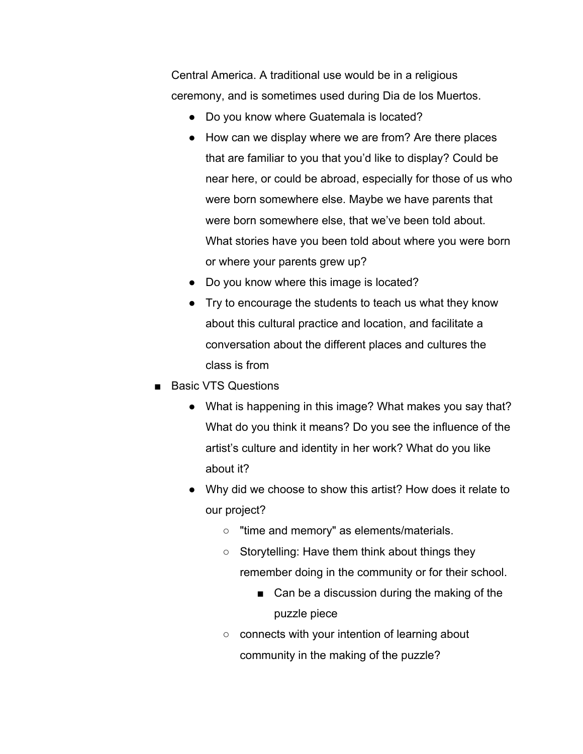Central America. A traditional use would be in a religious ceremony, and is sometimes used during Dia de los Muertos.

- Do you know where Guatemala is located?
- How can we display where we are from? Are there places that are familiar to you that you'd like to display? Could be near here, or could be abroad, especially for those of us who were born somewhere else. Maybe we have parents that were born somewhere else, that we've been told about. What stories have you been told about where you were born or where your parents grew up?
- Do you know where this image is located?
- Try to encourage the students to teach us what they know about this cultural practice and location, and facilitate a conversation about the different places and cultures the class is from

- Basic VTS Questions
  - What is happening in this image? What makes you say that? What do you think it means? Do you see the influence of the artist's culture and identity in her work? What do you like about it?
  - Why did we choose to show this artist? How does it relate to our project?
    - "time and memory" as elements/materials.
    - Storytelling: Have them think about things they remember doing in the community or for their school.
      - Can be a discussion during the making of the puzzle piece
    - connects with your intention of learning about community in the making of the puzzle?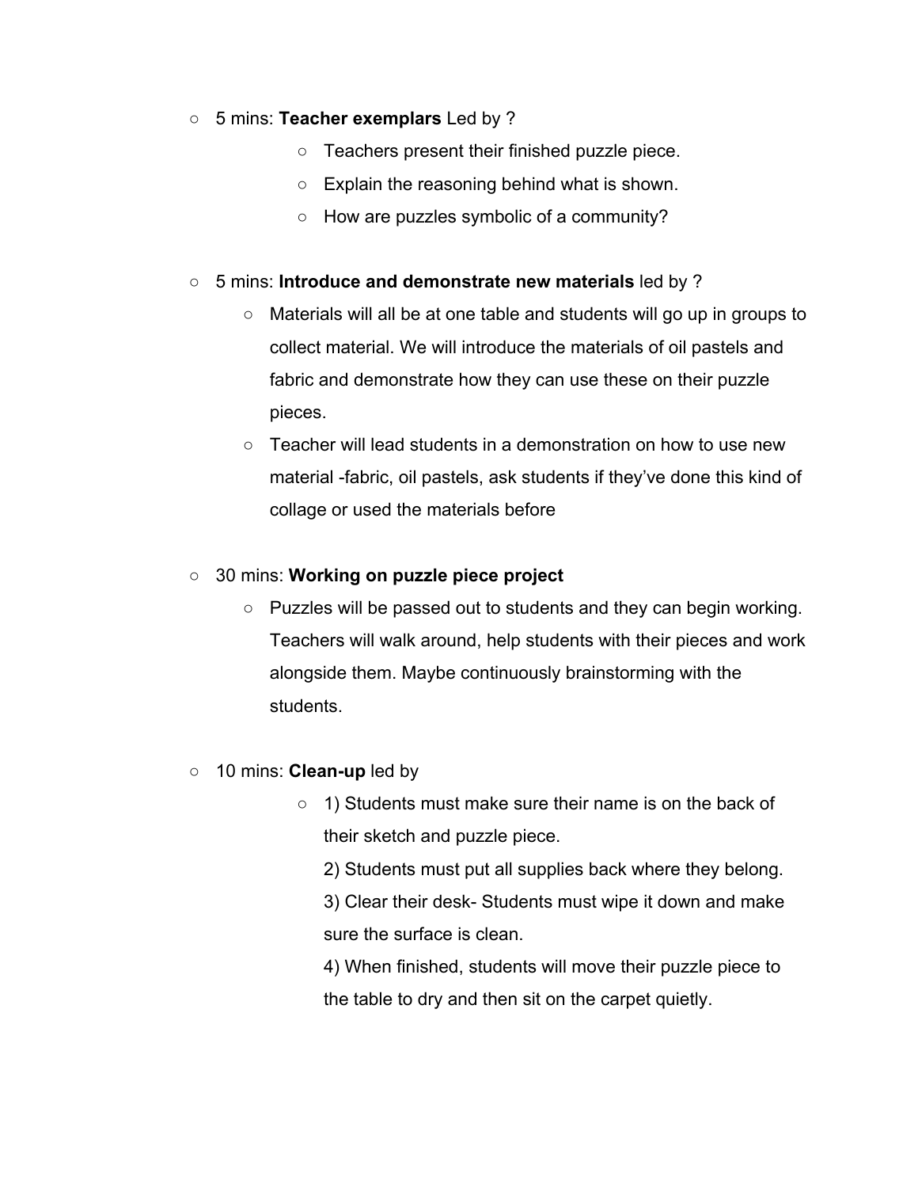- 5 mins: **Teacher exemplars** Led by ?
    - Teachers present their finished puzzle piece.
    - Explain the reasoning behind what is shown.
    - How are puzzles symbolic of a community?

- 5 mins: **Introduce and demonstrate new materials** led by ?
    - Materials will all be at one table and students will go up in groups to collect material. We will introduce the materials of oil pastels and fabric and demonstrate how they can use these on their puzzle pieces.
    - Teacher will lead students in a demonstration on how to use new material -fabric, oil pastels, ask students if they've done this kind of collage or used the materials before

- 30 mins: **Working on puzzle piece project**
    - Puzzles will be passed out to students and they can begin working. Teachers will walk around, help students with their pieces and work alongside them. Maybe continuously brainstorming with the students.

- 10 mins: **Clean-up** led by
    - 1) Students must make sure their name is on the back of their sketch and puzzle piece.

      2) Students must put all supplies back where they belong.

      3) Clear their desk- Students must wipe it down and make sure the surface is clean.

      4) When finished, students will move their puzzle piece to the table to dry and then sit on the carpet quietly.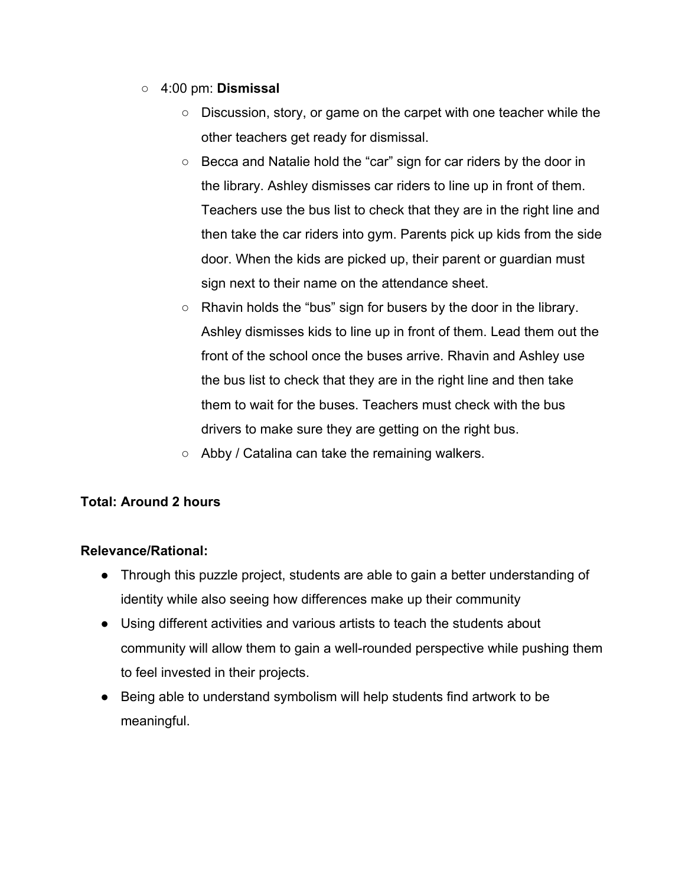- 4:00 pm: **Dismissal**
    - Discussion, story, or game on the carpet with one teacher while the other teachers get ready for dismissal.
    - Becca and Natalie hold the "car" sign for car riders by the door in the library. Ashley dismisses car riders to line up in front of them. Teachers use the bus list to check that they are in the right line and then take the car riders into gym. Parents pick up kids from the side door. When the kids are picked up, their parent or guardian must sign next to their name on the attendance sheet.
    - Rhavin holds the "bus" sign for busers by the door in the library. Ashley dismisses kids to line up in front of them. Lead them out the front of the school once the buses arrive. Rhavin and Ashley use the bus list to check that they are in the right line and then take them to wait for the buses. Teachers must check with the bus drivers to make sure they are getting on the right bus.
    - Abby / Catalina can take the remaining walkers.

**Total: Around 2 hours**

**Relevance/Rational:**

- Through this puzzle project, students are able to gain a better understanding of identity while also seeing how differences make up their community
- Using different activities and various artists to teach the students about community will allow them to gain a well-rounded perspective while pushing them to feel invested in their projects.
- Being able to understand symbolism will help students find artwork to be meaningful.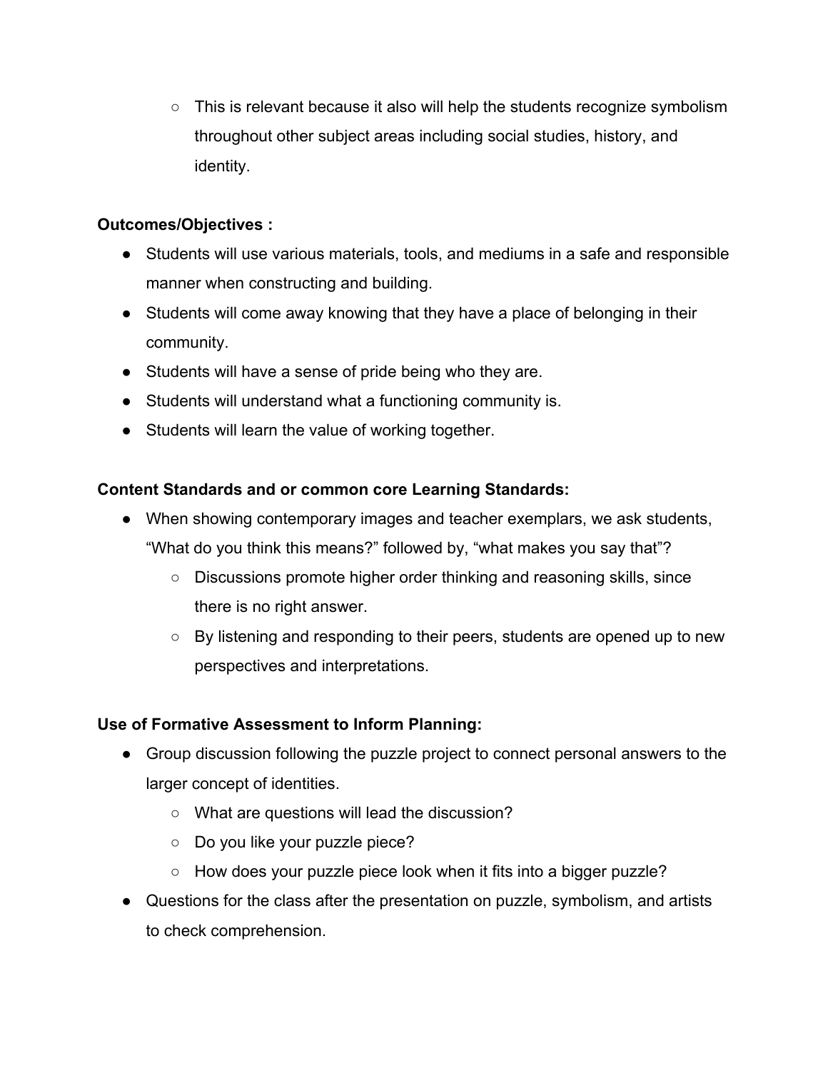- This is relevant because it also will help the students recognize symbolism throughout other subject areas including social studies, history, and identity.

**Outcomes/Objectives :**

- Students will use various materials, tools, and mediums in a safe and responsible manner when constructing and building.
- Students will come away knowing that they have a place of belonging in their community.
- Students will have a sense of pride being who they are.
- Students will understand what a functioning community is.
- Students will learn the value of working together.

**Content Standards and or common core Learning Standards:**

- When showing contemporary images and teacher exemplars, we ask students, "What do you think this means?" followed by, "what makes you say that"?
  - Discussions promote higher order thinking and reasoning skills, since there is no right answer.
  - By listening and responding to their peers, students are opened up to new perspectives and interpretations.

**Use of Formative Assessment to Inform Planning:**

- Group discussion following the puzzle project to connect personal answers to the larger concept of identities.
  - What are questions will lead the discussion?
  - Do you like your puzzle piece?
  - How does your puzzle piece look when it fits into a bigger puzzle?
- Questions for the class after the presentation on puzzle, symbolism, and artists to check comprehension.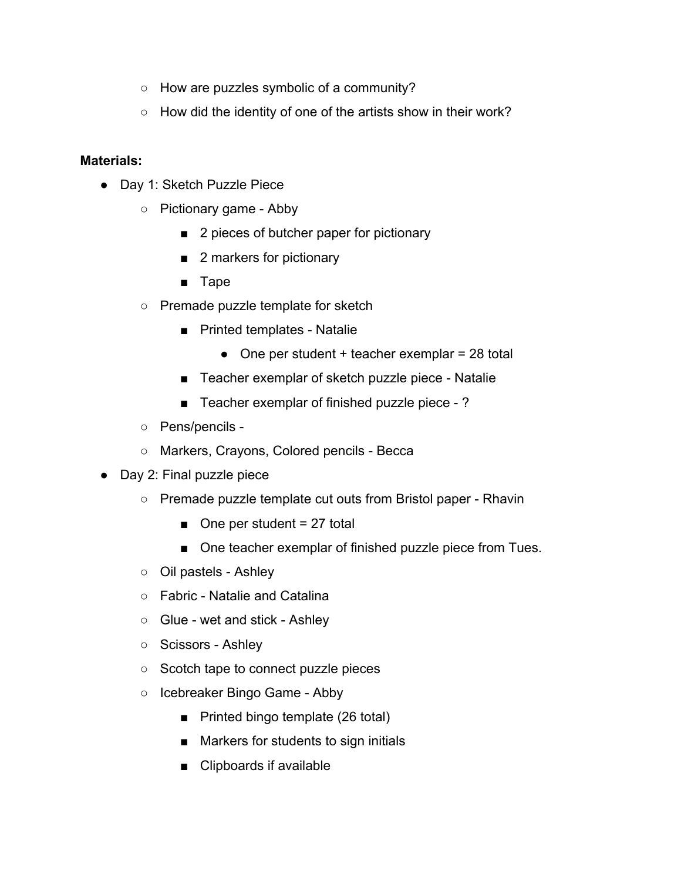- How are puzzles symbolic of a community?
    - How did the identity of one of the artists show in their work?

**Materials:**

- Day 1: Sketch Puzzle Piece
    - Pictionary game - Abby
        - 2 pieces of butcher paper for pictionary
        - 2 markers for pictionary
        - Tape
    - Premade puzzle template for sketch
        - Printed templates - Natalie
            - One per student + teacher exemplar = 28 total
        - Teacher exemplar of sketch puzzle piece - Natalie
        - Teacher exemplar of finished puzzle piece - ?
    - Pens/pencils -
    - Markers, Crayons, Colored pencils - Becca
- Day 2: Final puzzle piece
    - Premade puzzle template cut outs from Bristol paper - Rhavin
        - One per student = 27 total
        - One teacher exemplar of finished puzzle piece from Tues.
    - Oil pastels - Ashley
    - Fabric - Natalie and Catalina
    - Glue - wet and stick - Ashley
    - Scissors - Ashley
    - Scotch tape to connect puzzle pieces
    - Icebreaker Bingo Game - Abby
        - Printed bingo template (26 total)
        - Markers for students to sign initials
        - Clipboards if available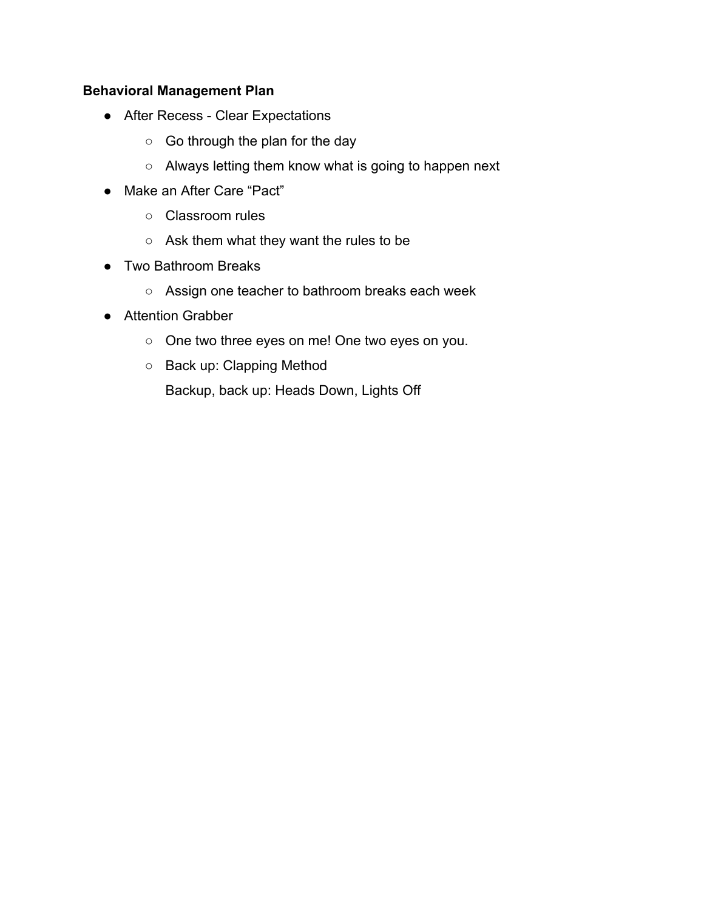**Behavioral Management Plan**

- After Recess - Clear Expectations
  - Go through the plan for the day
  - Always letting them know what is going to happen next
- Make an After Care "Pact"
  - Classroom rules
  - Ask them what they want the rules to be
- Two Bathroom Breaks
  - Assign one teacher to bathroom breaks each week
- Attention Grabber
  - One two three eyes on me! One two eyes on you.
  - Back up: Clapping Method
    Backup, back up: Heads Down, Lights Off